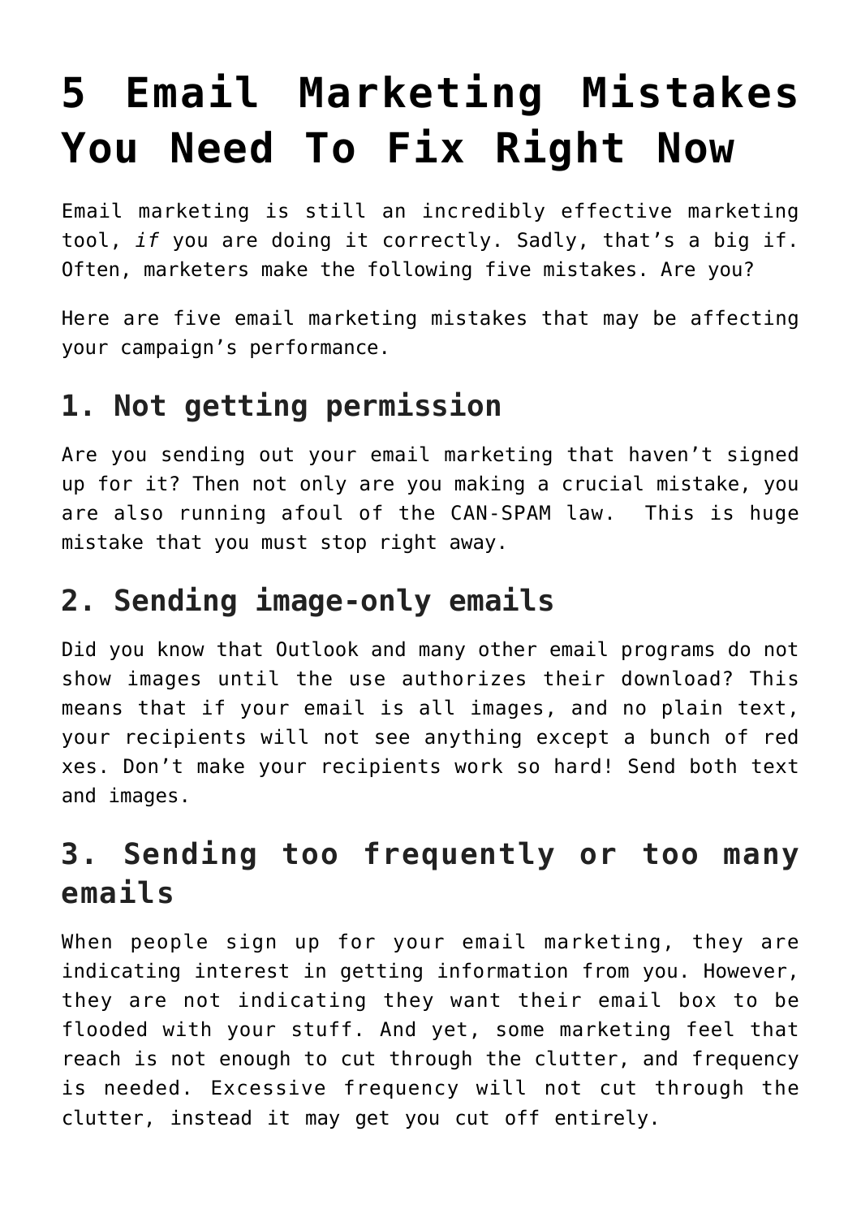# 5 Email Marketing Mistakes You Need To Fix Right Now

Email marketing is still an incredibly effective marketing tool, *if* you are doing it correctly. Sadly, that's a big if. Often, marketers make the following five mistakes. Are you?

Here are five email marketing mistakes that may be affecting your campaign's performance.

## 1. Not getting permission

Are you sending out your email marketing that haven't signed up for it? Then not only are you making a crucial mistake, you are also running afoul of the CAN-SPAM law.  This is huge mistake that you must stop right away.

## 2. Sending image-only emails

Did you know that Outlook and many other email programs do not show images until the use authorizes their download? This means that if your email is all images, and no plain text, your recipients will not see anything except a bunch of red xes. Don't make your recipients work so hard! Send both text and images.

## 3. Sending too frequently or too many emails

When people sign up for your email marketing, they are indicating interest in getting information from you. However, they are not indicating they want their email box to be flooded with your stuff. And yet, some marketing feel that reach is not enough to cut through the clutter, and frequency is needed. Excessive frequency will not cut through the clutter, instead it may get you cut off entirely.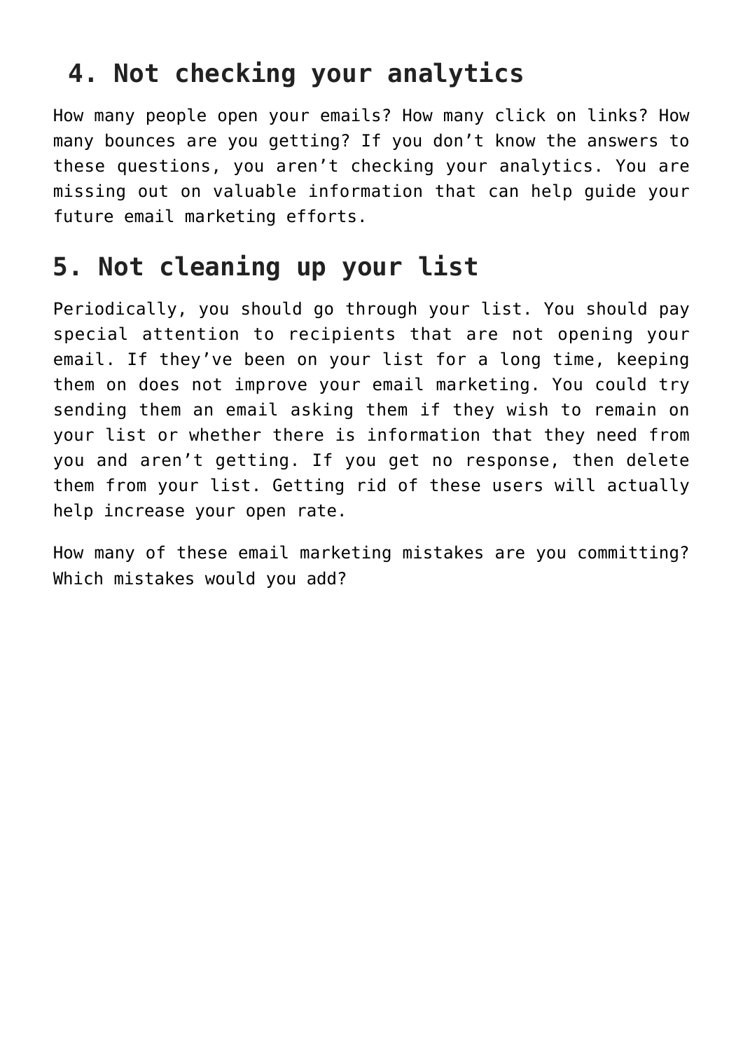## 4. Not checking your analytics

How many people open your emails? How many click on links? How many bounces are you getting? If you don't know the answers to these questions, you aren't checking your analytics. You are missing out on valuable information that can help guide your future email marketing efforts.

## 5. Not cleaning up your list

Periodically, you should go through your list. You should pay special attention to recipients that are not opening your email. If they've been on your list for a long time, keeping them on does not improve your email marketing. You could try sending them an email asking them if they wish to remain on your list or whether there is information that they need from you and aren't getting. If you get no response, then delete them from your list. Getting rid of these users will actually help increase your open rate.

How many of these email marketing mistakes are you committing? Which mistakes would you add?